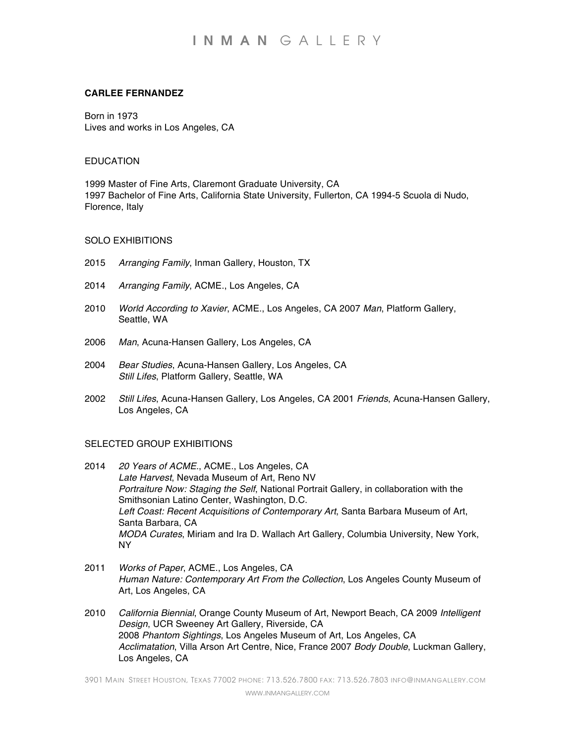# INMAN GALLERY

**CARLEE FERNANDEZ**

Born in 1973
Lives and works in Los Angeles, CA

## EDUCATION

1999 Master of Fine Arts, Claremont Graduate University, CA
1997 Bachelor of Fine Arts, California State University, Fullerton, CA 1994-5 Scuola di Nudo, Florence, Italy

## SOLO EXHIBITIONS

2015 *Arranging Family*, Inman Gallery, Houston, TX

2014 *Arranging Family*, ACME., Los Angeles, CA

2010 *World According to Xavier*, ACME., Los Angeles, CA 2007 *Man*, Platform Gallery, Seattle, WA

2006 *Man*, Acuna-Hansen Gallery, Los Angeles, CA

2004 *Bear Studies*, Acuna-Hansen Gallery, Los Angeles, CA
*Still Lifes*, Platform Gallery, Seattle, WA

2002 *Still Lifes*, Acuna-Hansen Gallery, Los Angeles, CA 2001 *Friends*, Acuna-Hansen Gallery, Los Angeles, CA

## SELECTED GROUP EXHIBITIONS

2014 *20 Years of ACME.*, ACME., Los Angeles, CA
*Late Harvest*, Nevada Museum of Art, Reno NV
*Portraiture Now: Staging the Self*, National Portrait Gallery, in collaboration with the Smithsonian Latino Center, Washington, D.C.
*Left Coast: Recent Acquisitions of Contemporary Art*, Santa Barbara Museum of Art, Santa Barbara, CA
*MODA Curates*, Miriam and Ira D. Wallach Art Gallery, Columbia University, New York, NY

2011 *Works of Paper*, ACME., Los Angeles, CA
*Human Nature: Contemporary Art From the Collection*, Los Angeles County Museum of Art, Los Angeles, CA

2010 *California Biennial*, Orange County Museum of Art, Newport Beach, CA 2009 *Intelligent Design*, UCR Sweeney Art Gallery, Riverside, CA
2008 *Phantom Sightings*, Los Angeles Museum of Art, Los Angeles, CA
*Acclimatation*, Villa Arson Art Centre, Nice, France 2007 *Body Double*, Luckman Gallery, Los Angeles, CA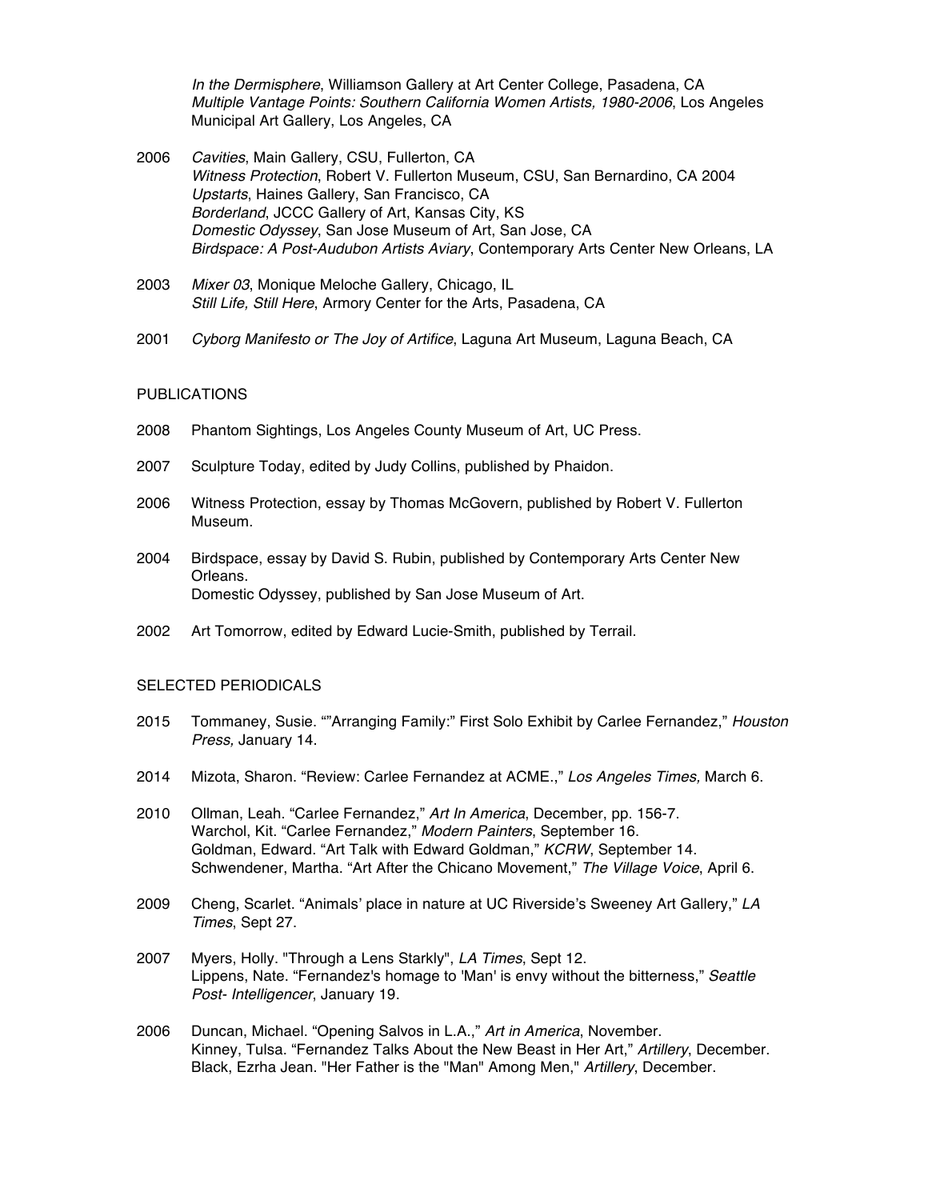*In the Dermisphere*, Williamson Gallery at Art Center College, Pasadena, CA
*Multiple Vantage Points: Southern California Women Artists, 1980-2006*, Los Angeles Municipal Art Gallery, Los Angeles, CA

2006 *Cavities*, Main Gallery, CSU, Fullerton, CA
*Witness Protection*, Robert V. Fullerton Museum, CSU, San Bernardino, CA 2004
*Upstarts*, Haines Gallery, San Francisco, CA
*Borderland*, JCCC Gallery of Art, Kansas City, KS
*Domestic Odyssey*, San Jose Museum of Art, San Jose, CA
*Birdspace: A Post-Audubon Artists Aviary*, Contemporary Arts Center New Orleans, LA

2003 *Mixer 03*, Monique Meloche Gallery, Chicago, IL
*Still Life, Still Here*, Armory Center for the Arts, Pasadena, CA

2001 *Cyborg Manifesto or The Joy of Artifice*, Laguna Art Museum, Laguna Beach, CA

## PUBLICATIONS

2008 Phantom Sightings, Los Angeles County Museum of Art, UC Press.

2007 Sculpture Today, edited by Judy Collins, published by Phaidon.

2006 Witness Protection, essay by Thomas McGovern, published by Robert V. Fullerton Museum.

2004 Birdspace, essay by David S. Rubin, published by Contemporary Arts Center New Orleans.
Domestic Odyssey, published by San Jose Museum of Art.

2002 Art Tomorrow, edited by Edward Lucie-Smith, published by Terrail.

## SELECTED PERIODICALS

2015 Tommaney, Susie. ""Arranging Family:" First Solo Exhibit by Carlee Fernandez," *Houston Press,* January 14.

2014 Mizota, Sharon. "Review: Carlee Fernandez at ACME.," *Los Angeles Times,* March 6.

2010 Ollman, Leah. "Carlee Fernandez," *Art In America*, December, pp. 156-7.
Warchol, Kit. "Carlee Fernandez," *Modern Painters*, September 16.
Goldman, Edward. "Art Talk with Edward Goldman," *KCRW*, September 14.
Schwendener, Martha. "Art After the Chicano Movement," *The Village Voice*, April 6.

2009 Cheng, Scarlet. "Animals' place in nature at UC Riverside's Sweeney Art Gallery," *LA Times*, Sept 27.

2007 Myers, Holly. "Through a Lens Starkly", *LA Times*, Sept 12.
Lippens, Nate. "Fernandez's homage to 'Man' is envy without the bitterness," *Seattle Post- Intelligencer*, January 19.

2006 Duncan, Michael. "Opening Salvos in L.A.," *Art in America*, November.
Kinney, Tulsa. "Fernandez Talks About the New Beast in Her Art," *Artillery*, December.
Black, Ezrha Jean. "Her Father is the "Man" Among Men," *Artillery*, December.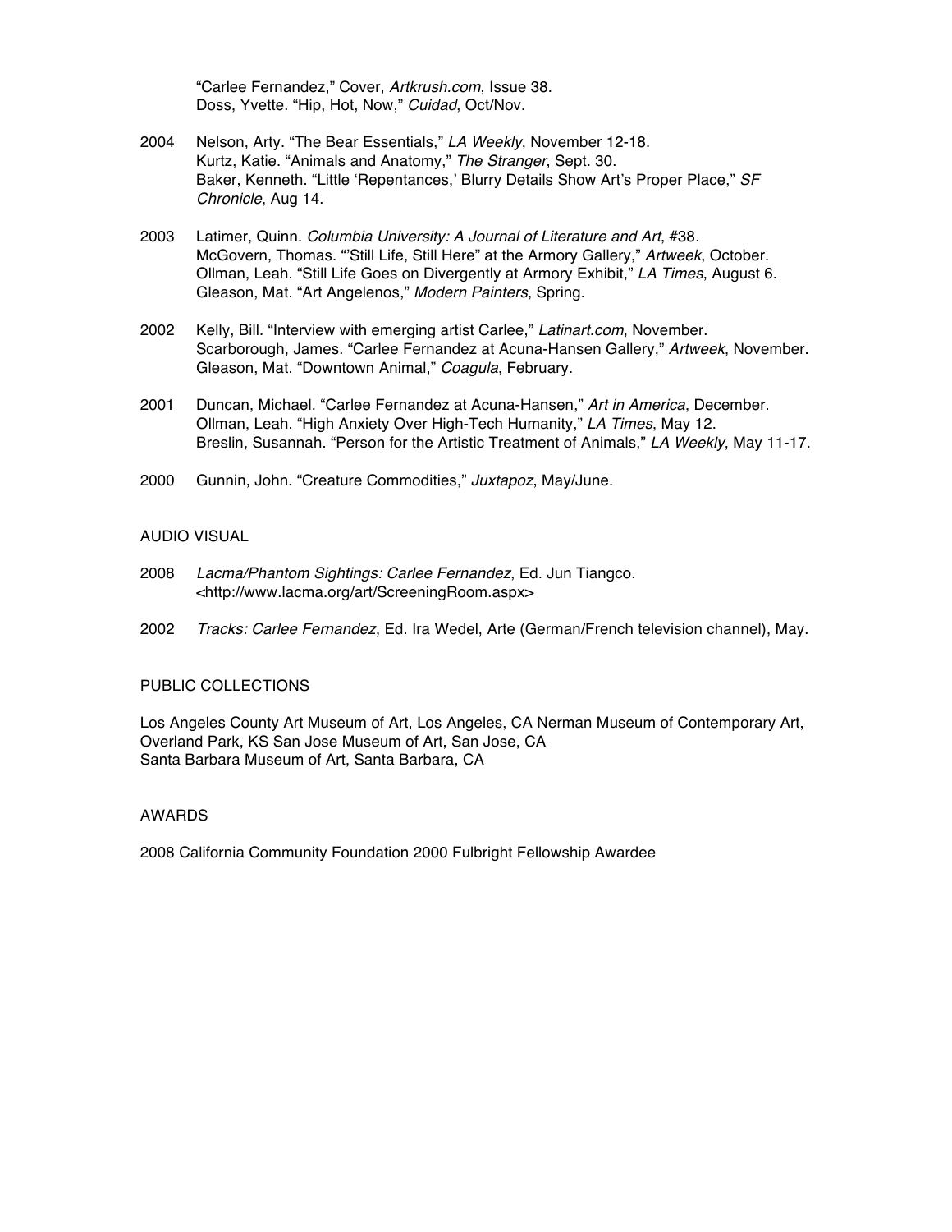"Carlee Fernandez," Cover, *Artkrush.com*, Issue 38.
Doss, Yvette. "Hip, Hot, Now," *Cuidad*, Oct/Nov.

2004 Nelson, Arty. "The Bear Essentials," *LA Weekly*, November 12-18.
Kurtz, Katie. "Animals and Anatomy," *The Stranger*, Sept. 30.
Baker, Kenneth. "Little 'Repentances,' Blurry Details Show Art's Proper Place," *SF Chronicle*, Aug 14.

2003 Latimer, Quinn. *Columbia University: A Journal of Literature and Art*, #38.
McGovern, Thomas. "'Still Life, Still Here" at the Armory Gallery," *Artweek*, October.
Ollman, Leah. "Still Life Goes on Divergently at Armory Exhibit," *LA Times*, August 6.
Gleason, Mat. "Art Angelenos," *Modern Painters*, Spring.

2002 Kelly, Bill. "Interview with emerging artist Carlee," *Latinart.com*, November.
Scarborough, James. "Carlee Fernandez at Acuna-Hansen Gallery," *Artweek*, November.
Gleason, Mat. "Downtown Animal," *Coagula*, February.

2001 Duncan, Michael. "Carlee Fernandez at Acuna-Hansen," *Art in America*, December.
Ollman, Leah. "High Anxiety Over High-Tech Humanity," *LA Times*, May 12.
Breslin, Susannah. "Person for the Artistic Treatment of Animals," *LA Weekly*, May 11-17.

2000 Gunnin, John. "Creature Commodities," *Juxtapoz*, May/June.

## AUDIO VISUAL

2008 *Lacma/Phantom Sightings: Carlee Fernandez*, Ed. Jun Tiangco.
<http://www.lacma.org/art/ScreeningRoom.aspx>

2002 *Tracks: Carlee Fernandez*, Ed. Ira Wedel, Arte (German/French television channel), May.

## PUBLIC COLLECTIONS

Los Angeles County Art Museum of Art, Los Angeles, CA Nerman Museum of Contemporary Art, Overland Park, KS San Jose Museum of Art, San Jose, CA
Santa Barbara Museum of Art, Santa Barbara, CA

## AWARDS

2008 California Community Foundation 2000 Fulbright Fellowship Awardee